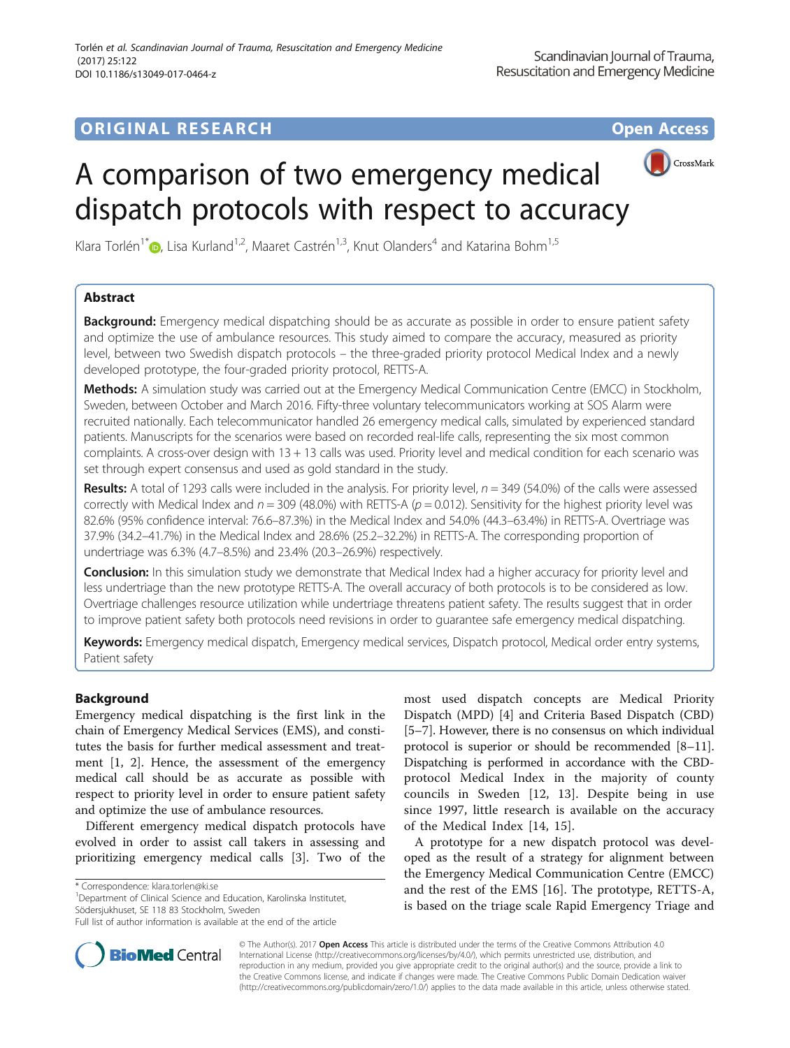ORIGINAL RESEARCH

Open Access

# A comparison of two emergency medical dispatch protocols with respect to accuracy

Klara Torlén[1*], Lisa Kurland[1,2], Maaret Castrén[1,3], Knut Olanders[4] and Katarina Bohm[1,5]

## Abstract

**Background:** Emergency medical dispatching should be as accurate as possible in order to ensure patient safety and optimize the use of ambulance resources. This study aimed to compare the accuracy, measured as priority level, between two Swedish dispatch protocols – the three-graded priority protocol Medical Index and a newly developed prototype, the four-graded priority protocol, RETTS-A.

**Methods:** A simulation study was carried out at the Emergency Medical Communication Centre (EMCC) in Stockholm, Sweden, between October and March 2016. Fifty-three voluntary telecommunicators working at SOS Alarm were recruited nationally. Each telecommunicator handled 26 emergency medical calls, simulated by experienced standard patients. Manuscripts for the scenarios were based on recorded real-life calls, representing the six most common complaints. A cross-over design with 13 + 13 calls was used. Priority level and medical condition for each scenario was set through expert consensus and used as gold standard in the study.

**Results:** A total of 1293 calls were included in the analysis. For priority level, $n = 349$ (54.0%) of the calls were assessed correctly with Medical Index and $n = 309$ (48.0%) with RETTS-A ($p = 0.012$). Sensitivity for the highest priority level was 82.6% (95% confidence interval: 76.6–87.3%) in the Medical Index and 54.0% (44.3–63.4%) in RETTS-A. Overtriage was 37.9% (34.2–41.7%) in the Medical Index and 28.6% (25.2–32.2%) in RETTS-A. The corresponding proportion of undertriage was 6.3% (4.7–8.5%) and 23.4% (20.3–26.9%) respectively.

**Conclusion:** In this simulation study we demonstrate that Medical Index had a higher accuracy for priority level and less undertriage than the new prototype RETTS-A. The overall accuracy of both protocols is to be considered as low. Overtriage challenges resource utilization while undertriage threatens patient safety. The results suggest that in order to improve patient safety both protocols need revisions in order to guarantee safe emergency medical dispatching.

**Keywords:** Emergency medical dispatch, Emergency medical services, Dispatch protocol, Medical order entry systems, Patient safety

## Background

Emergency medical dispatching is the first link in the chain of Emergency Medical Services (EMS), and constitutes the basis for further medical assessment and treatment [1, 2]. Hence, the assessment of the emergency medical call should be as accurate as possible with respect to priority level in order to ensure patient safety and optimize the use of ambulance resources.

Different emergency medical dispatch protocols have evolved in order to assist call takers in assessing and prioritizing emergency medical calls [3]. Two of the most used dispatch concepts are Medical Priority Dispatch (MPD) [4] and Criteria Based Dispatch (CBD) [5–7]. However, there is no consensus on which individual protocol is superior or should be recommended [8–11]. Dispatching is performed in accordance with the CBD-protocol Medical Index in the majority of county councils in Sweden [12, 13]. Despite being in use since 1997, little research is available on the accuracy of the Medical Index [14, 15].

A prototype for a new dispatch protocol was developed as the result of a strategy for alignment between the Emergency Medical Communication Centre (EMCC) and the rest of the EMS [16]. The prototype, RETTS-A, is based on the triage scale Rapid Emergency Triage and

\* Correspondence: klara.torlen@ki.se
[1]Department of Clinical Science and Education, Karolinska Institutet, Södersjukhuset, SE 118 83 Stockholm, Sweden
Full list of author information is available at the end of the article

© The Author(s). 2017 **Open Access** This article is distributed under the terms of the Creative Commons Attribution 4.0 International License (http://creativecommons.org/licenses/by/4.0/), which permits unrestricted use, distribution, and reproduction in any medium, provided you give appropriate credit to the original author(s) and the source, provide a link to the Creative Commons license, and indicate if changes were made. The Creative Commons Public Domain Dedication waiver (http://creativecommons.org/publicdomain/zero/1.0/) applies to the data made available in this article, unless otherwise stated.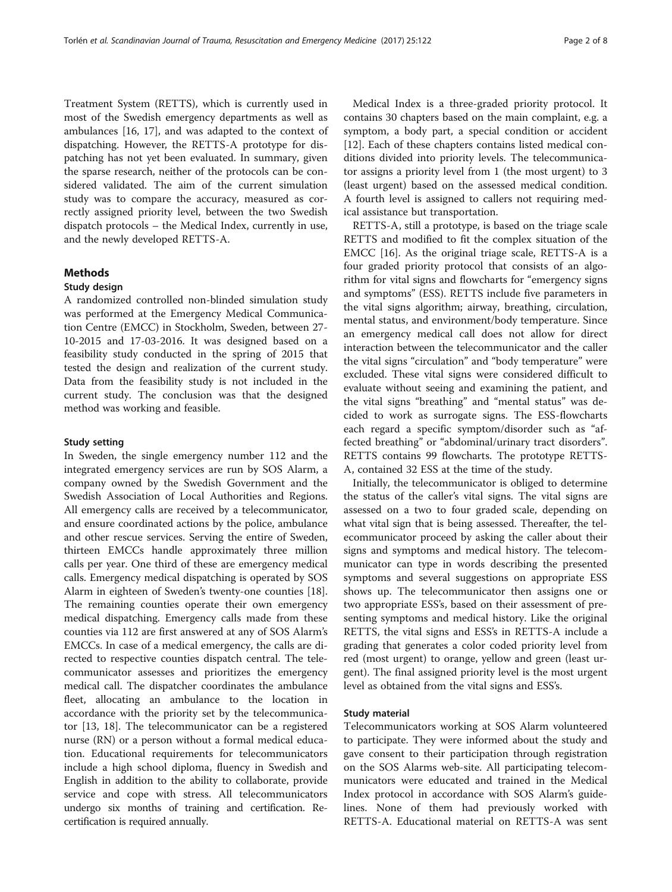Treatment System (RETTS), which is currently used in most of the Swedish emergency departments as well as ambulances [16, 17], and was adapted to the context of dispatching. However, the RETTS-A prototype for dispatching has not yet been evaluated. In summary, given the sparse research, neither of the protocols can be considered validated. The aim of the current simulation study was to compare the accuracy, measured as correctly assigned priority level, between the two Swedish dispatch protocols – the Medical Index, currently in use, and the newly developed RETTS-A.

## Methods

### Study design

A randomized controlled non-blinded simulation study was performed at the Emergency Medical Communication Centre (EMCC) in Stockholm, Sweden, between 27-10-2015 and 17-03-2016. It was designed based on a feasibility study conducted in the spring of 2015 that tested the design and realization of the current study. Data from the feasibility study is not included in the current study. The conclusion was that the designed method was working and feasible.

### Study setting

In Sweden, the single emergency number 112 and the integrated emergency services are run by SOS Alarm, a company owned by the Swedish Government and the Swedish Association of Local Authorities and Regions. All emergency calls are received by a telecommunicator, and ensure coordinated actions by the police, ambulance and other rescue services. Serving the entire of Sweden, thirteen EMCCs handle approximately three million calls per year. One third of these are emergency medical calls. Emergency medical dispatching is operated by SOS Alarm in eighteen of Sweden's twenty-one counties [18]. The remaining counties operate their own emergency medical dispatching. Emergency calls made from these counties via 112 are first answered at any of SOS Alarm's EMCCs. In case of a medical emergency, the calls are directed to respective counties dispatch central. The telecommunicator assesses and prioritizes the emergency medical call. The dispatcher coordinates the ambulance fleet, allocating an ambulance to the location in accordance with the priority set by the telecommunicator [13, 18]. The telecommunicator can be a registered nurse (RN) or a person without a formal medical education. Educational requirements for telecommunicators include a high school diploma, fluency in Swedish and English in addition to the ability to collaborate, provide service and cope with stress. All telecommunicators undergo six months of training and certification. Recertification is required annually.

Medical Index is a three-graded priority protocol. It contains 30 chapters based on the main complaint, e.g. a symptom, a body part, a special condition or accident [12]. Each of these chapters contains listed medical conditions divided into priority levels. The telecommunicator assigns a priority level from 1 (the most urgent) to 3 (least urgent) based on the assessed medical condition. A fourth level is assigned to callers not requiring medical assistance but transportation.

RETTS-A, still a prototype, is based on the triage scale RETTS and modified to fit the complex situation of the EMCC [16]. As the original triage scale, RETTS-A is a four graded priority protocol that consists of an algorithm for vital signs and flowcharts for "emergency signs and symptoms" (ESS). RETTS include five parameters in the vital signs algorithm; airway, breathing, circulation, mental status, and environment/body temperature. Since an emergency medical call does not allow for direct interaction between the telecommunicator and the caller the vital signs "circulation" and "body temperature" were excluded. These vital signs were considered difficult to evaluate without seeing and examining the patient, and the vital signs "breathing" and "mental status" was decided to work as surrogate signs. The ESS-flowcharts each regard a specific symptom/disorder such as "affected breathing" or "abdominal/urinary tract disorders". RETTS contains 99 flowcharts. The prototype RETTS-A, contained 32 ESS at the time of the study.

Initially, the telecommunicator is obliged to determine the status of the caller's vital signs. The vital signs are assessed on a two to four graded scale, depending on what vital sign that is being assessed. Thereafter, the telecommunicator proceed by asking the caller about their signs and symptoms and medical history. The telecommunicator can type in words describing the presented symptoms and several suggestions on appropriate ESS shows up. The telecommunicator then assigns one or two appropriate ESS's, based on their assessment of presenting symptoms and medical history. Like the original RETTS, the vital signs and ESS's in RETTS-A include a grading that generates a color coded priority level from red (most urgent) to orange, yellow and green (least urgent). The final assigned priority level is the most urgent level as obtained from the vital signs and ESS's.

### Study material

Telecommunicators working at SOS Alarm volunteered to participate. They were informed about the study and gave consent to their participation through registration on the SOS Alarms web-site. All participating telecommunicators were educated and trained in the Medical Index protocol in accordance with SOS Alarm's guidelines. None of them had previously worked with RETTS-A. Educational material on RETTS-A was sent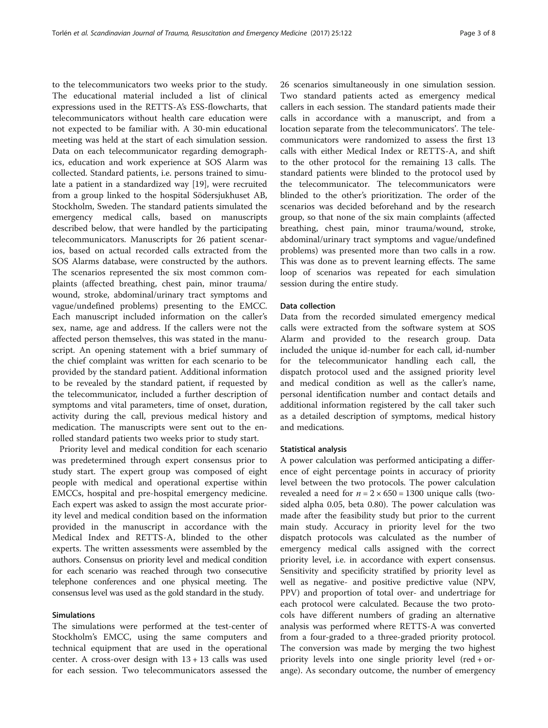to the telecommunicators two weeks prior to the study. The educational material included a list of clinical expressions used in the RETTS-A's ESS-flowcharts, that telecommunicators without health care education were not expected to be familiar with. A 30-min educational meeting was held at the start of each simulation session. Data on each telecommunicator regarding demographics, education and work experience at SOS Alarm was collected. Standard patients, i.e. persons trained to simulate a patient in a standardized way [19], were recruited from a group linked to the hospital Södersjukhuset AB, Stockholm, Sweden. The standard patients simulated the emergency medical calls, based on manuscripts described below, that were handled by the participating telecommunicators. Manuscripts for 26 patient scenarios, based on actual recorded calls extracted from the SOS Alarms database, were constructed by the authors. The scenarios represented the six most common complaints (affected breathing, chest pain, minor trauma/wound, stroke, abdominal/urinary tract symptoms and vague/undefined problems) presenting to the EMCC. Each manuscript included information on the caller's sex, name, age and address. If the callers were not the affected person themselves, this was stated in the manuscript. An opening statement with a brief summary of the chief complaint was written for each scenario to be provided by the standard patient. Additional information to be revealed by the standard patient, if requested by the telecommunicator, included a further description of symptoms and vital parameters, time of onset, duration, activity during the call, previous medical history and medication. The manuscripts were sent out to the enrolled standard patients two weeks prior to study start.

Priority level and medical condition for each scenario was predetermined through expert consensus prior to study start. The expert group was composed of eight people with medical and operational expertise within EMCCs, hospital and pre-hospital emergency medicine. Each expert was asked to assign the most accurate priority level and medical condition based on the information provided in the manuscript in accordance with the Medical Index and RETTS-A, blinded to the other experts. The written assessments were assembled by the authors. Consensus on priority level and medical condition for each scenario was reached through two consecutive telephone conferences and one physical meeting. The consensus level was used as the gold standard in the study.

### Simulations

The simulations were performed at the test-center of Stockholm's EMCC, using the same computers and technical equipment that are used in the operational center. A cross-over design with 13 + 13 calls was used for each session. Two telecommunicators assessed the 26 scenarios simultaneously in one simulation session. Two standard patients acted as emergency medical callers in each session. The standard patients made their calls in accordance with a manuscript, and from a location separate from the telecommunicators'. The telecommunicators were randomized to assess the first 13 calls with either Medical Index or RETTS-A, and shift to the other protocol for the remaining 13 calls. The standard patients were blinded to the protocol used by the telecommunicator. The telecommunicators were blinded to the other's prioritization. The order of the scenarios was decided beforehand and by the research group, so that none of the six main complaints (affected breathing, chest pain, minor trauma/wound, stroke, abdominal/urinary tract symptoms and vague/undefined problems) was presented more than two calls in a row. This was done as to prevent learning effects. The same loop of scenarios was repeated for each simulation session during the entire study.

### Data collection

Data from the recorded simulated emergency medical calls were extracted from the software system at SOS Alarm and provided to the research group. Data included the unique id-number for each call, id-number for the telecommunicator handling each call, the dispatch protocol used and the assigned priority level and medical condition as well as the caller's name, personal identification number and contact details and additional information registered by the call taker such as a detailed description of symptoms, medical history and medications.

### Statistical analysis

A power calculation was performed anticipating a difference of eight percentage points in accuracy of priority level between the two protocols. The power calculation revealed a need for $n = 2 \times 650 = 1300$ unique calls (two-sided alpha 0.05, beta 0.80). The power calculation was made after the feasibility study but prior to the current main study. Accuracy in priority level for the two dispatch protocols was calculated as the number of emergency medical calls assigned with the correct priority level, i.e. in accordance with expert consensus. Sensitivity and specificity stratified by priority level as well as negative- and positive predictive value (NPV, PPV) and proportion of total over- and undertriage for each protocol were calculated. Because the two protocols have different numbers of grading an alternative analysis was performed where RETTS-A was converted from a four-graded to a three-graded priority protocol. The conversion was made by merging the two highest priority levels into one single priority level (red + orange). As secondary outcome, the number of emergency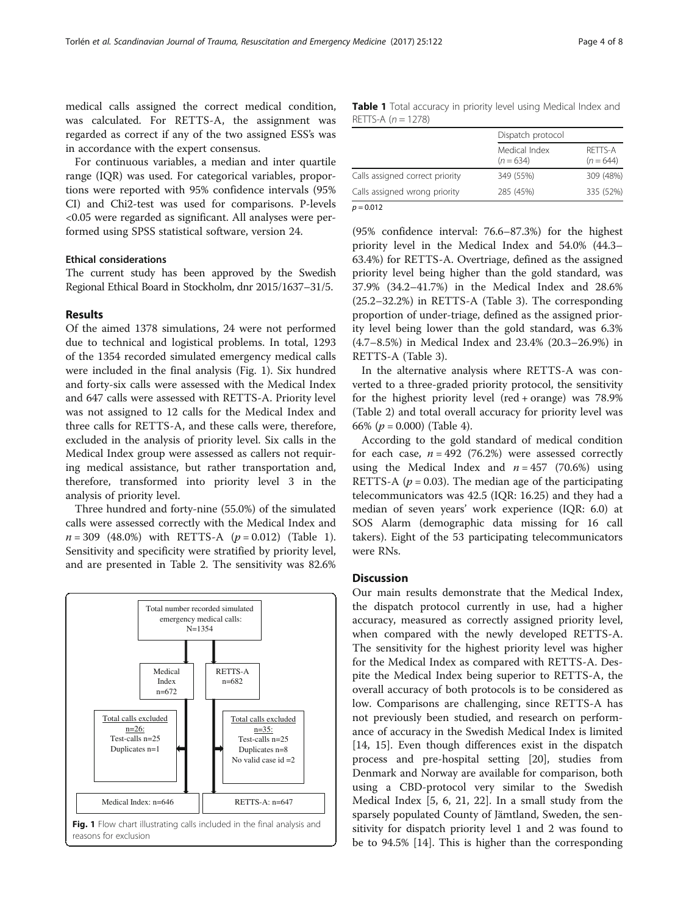medical calls assigned the correct medical condition, was calculated. For RETTS-A, the assignment was regarded as correct if any of the two assigned ESS's was in accordance with the expert consensus.

For continuous variables, a median and inter quartile range (IQR) was used. For categorical variables, proportions were reported with 95% confidence intervals (95% CI) and Chi2-test was used for comparisons. P-levels <0.05 were regarded as significant. All analyses were performed using SPSS statistical software, version 24.

### Ethical considerations

The current study has been approved by the Swedish Regional Ethical Board in Stockholm, dnr 2015/1637–31/5.

## Results

Of the aimed 1378 simulations, 24 were not performed due to technical and logistical problems. In total, 1293 of the 1354 recorded simulated emergency medical calls were included in the final analysis (Fig. 1). Six hundred and forty-six calls were assessed with the Medical Index and 647 calls were assessed with RETTS-A. Priority level was not assigned to 12 calls for the Medical Index and three calls for RETTS-A, and these calls were, therefore, excluded in the analysis of priority level. Six calls in the Medical Index group were assessed as callers not requiring medical assistance, but rather transportation and, therefore, transformed into priority level 3 in the analysis of priority level.

Three hundred and forty-nine (55.0%) of the simulated calls were assessed correctly with the Medical Index and $n = 309$ (48.0%) with RETTS-A ($p = 0.012$) (Table 1). Sensitivity and specificity were stratified by priority level, and are presented in Table 2. The sensitivity was 82.6% (95% confidence interval: 76.6–87.3%) for the highest priority level in the Medical Index and 54.0% (44.3–63.4%) for RETTS-A. Overtriage, defined as the assigned priority level being higher than the gold standard, was 37.9% (34.2–41.7%) in the Medical Index and 28.6% (25.2–32.2%) in RETTS-A (Table 3). The corresponding proportion of under-triage, defined as the assigned priority level being lower than the gold standard, was 6.3% (4.7–8.5%) in Medical Index and 23.4% (20.3–26.9%) in RETTS-A (Table 3).

**Table 1** Total accuracy in priority level using Medical Index and RETTS-A ($n = 1278$)

| | Dispatch protocol | |
|---|---|---|
| | Medical Index ($n = 634$) | RETTS-A ($n = 644$) |
| Calls assigned correct priority | 349 (55%) | 309 (48%) |
| Calls assigned wrong priority | 285 (45%) | 335 (52%) |

$p = 0.012$

In the alternative analysis where RETTS-A was converted to a three-graded priority protocol, the sensitivity for the highest priority level (red + orange) was 78.9% (Table 2) and total overall accuracy for priority level was 66% ($p = 0.000$) (Table 4).

According to the gold standard of medical condition for each case, $n = 492$ (76.2%) were assessed correctly using the Medical Index and $n = 457$ (70.6%) using RETTS-A ($p = 0.03$). The median age of the participating telecommunicators was 42.5 (IQR: 16.25) and they had a median of seven years' work experience (IQR: 6.0) at SOS Alarm (demographic data missing for 16 call takers). Eight of the 53 participating telecommunicators were RNs.

**Fig. 1** Flow chart illustrating calls included in the final analysis and reasons for exclusion

## Discussion

Our main results demonstrate that the Medical Index, the dispatch protocol currently in use, had a higher accuracy, measured as correctly assigned priority level, when compared with the newly developed RETTS-A. The sensitivity for the highest priority level was higher for the Medical Index as compared with RETTS-A. Despite the Medical Index being superior to RETTS-A, the overall accuracy of both protocols is to be considered as low. Comparisons are challenging, since RETTS-A has not previously been studied, and research on performance of accuracy in the Swedish Medical Index is limited [14, 15]. Even though differences exist in the dispatch process and pre-hospital setting [20], studies from Denmark and Norway are available for comparison, both using a CBD-protocol very similar to the Swedish Medical Index [5, 6, 21, 22]. In a small study from the sparsely populated County of Jämtland, Sweden, the sensitivity for dispatch priority level 1 and 2 was found to be to 94.5% [14]. This is higher than the corresponding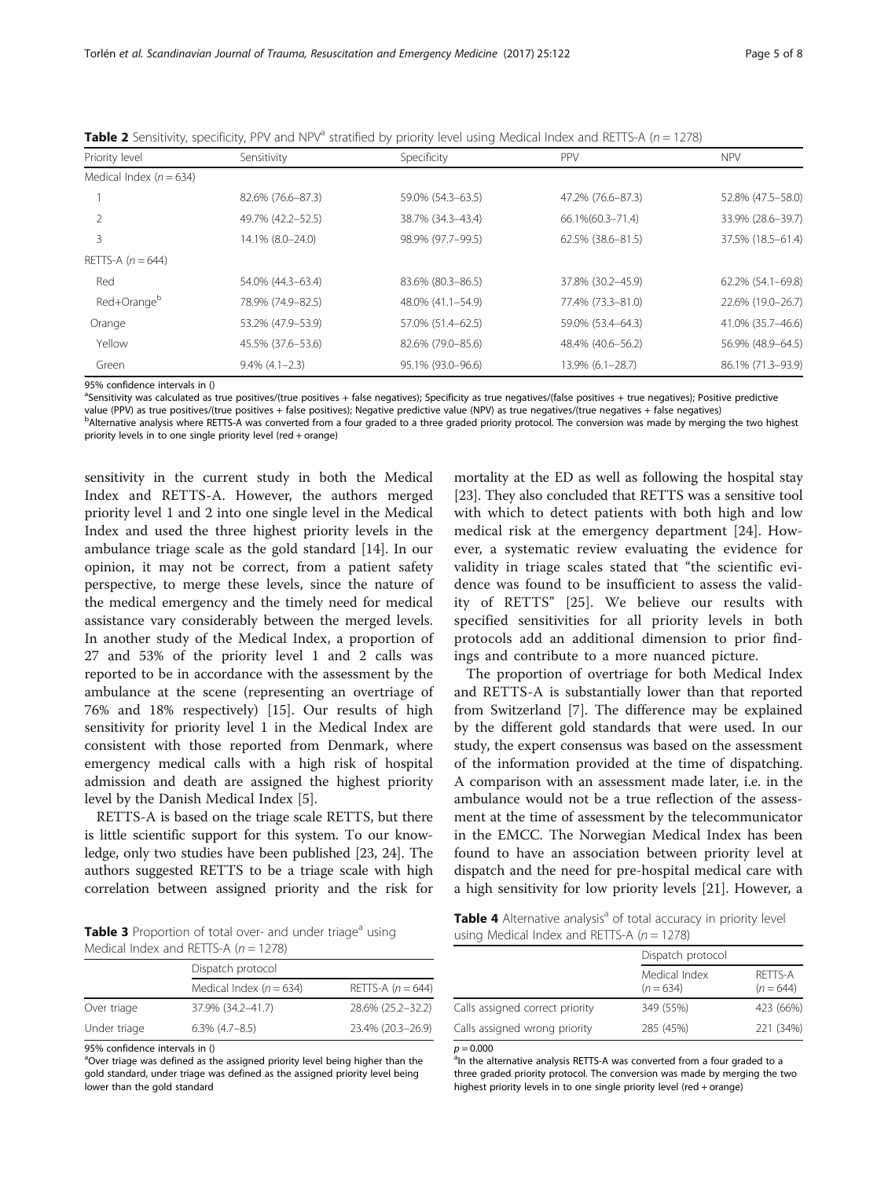**Table 2** Sensitivity, specificity, PPV and NPV[a] stratified by priority level using Medical Index and RETTS-A ($n = 1278$)

| Priority level | Sensitivity | Specificity | PPV | NPV |
| --- | --- | --- | --- | --- |
| Medical Index ($n = 634$) | | | | |
| 1 | 82.6% (76.6–87.3) | 59.0% (54.3–63.5) | 47.2% (76.6–87.3) | 52.8% (47.5–58.0) |
| 2 | 49.7% (42.2–52.5) | 38.7% (34.3–43.4) | 66.1%(60.3–71.4) | 33.9% (28.6–39.7) |
| 3 | 14.1% (8.0–24.0) | 98.9% (97.7–99.5) | 62.5% (38.6–81.5) | 37.5% (18.5–61.4) |
| RETTS-A ($n = 644$) | | | | |
| Red | 54.0% (44.3–63.4) | 83.6% (80.3–86.5) | 37.8% (30.2–45.9) | 62.2% (54.1–69.8) |
| Red+Orange[b] | 78.9% (74.9–82.5) | 48.0% (41.1–54.9) | 77.4% (73.3–81.0) | 22.6% (19.0–26.7) |
| Orange | 53.2% (47.9–53.9) | 57.0% (51.4–62.5) | 59.0% (53.4–64.3) | 41.0% (35.7–46.6) |
| Yellow | 45.5% (37.6–53.6) | 82.6% (79.0–85.6) | 48.4% (40.6–56.2) | 56.9% (48.9–64.5) |
| Green | 9.4% (4.1–2.3) | 95.1% (93.0–96.6) | 13.9% (6.1–28.7) | 86.1% (71.3–93.9) |

95% confidence intervals in ()

[a]Sensitivity was calculated as true positives/(true positives + false negatives); Specificity as true negatives/(false positives + true negatives); Positive predictive value (PPV) as true positives/(true positives + false positives); Negative predictive value (NPV) as true negatives/(true negatives + false negatives)

[b]Alternative analysis where RETTS-A was converted from a four graded to a three graded priority protocol. The conversion was made by merging the two highest priority levels in to one single priority level (red + orange)

sensitivity in the current study in both the Medical Index and RETTS-A. However, the authors merged priority level 1 and 2 into one single level in the Medical Index and used the three highest priority levels in the ambulance triage scale as the gold standard [14]. In our opinion, it may not be correct, from a patient safety perspective, to merge these levels, since the nature of the medical emergency and the timely need for medical assistance vary considerably between the merged levels. In another study of the Medical Index, a proportion of 27 and 53% of the priority level 1 and 2 calls was reported to be in accordance with the assessment by the ambulance at the scene (representing an overtriage of 76% and 18% respectively) [15]. Our results of high sensitivity for priority level 1 in the Medical Index are consistent with those reported from Denmark, where emergency medical calls with a high risk of hospital admission and death are assigned the highest priority level by the Danish Medical Index [5].

RETTS-A is based on the triage scale RETTS, but there is little scientific support for this system. To our knowledge, only two studies have been published [23, 24]. The authors suggested RETTS to be a triage scale with high correlation between assigned priority and the risk for mortality at the ED as well as following the hospital stay [23]. They also concluded that RETTS was a sensitive tool with which to detect patients with both high and low medical risk at the emergency department [24]. However, a systematic review evaluating the evidence for validity in triage scales stated that "the scientific evidence was found to be insufficient to assess the validity of RETTS" [25]. We believe our results with specified sensitivities for all priority levels in both protocols add an additional dimension to prior findings and contribute to a more nuanced picture.

The proportion of overtriage for both Medical Index and RETTS-A is substantially lower than that reported from Switzerland [7]. The difference may be explained by the different gold standards that were used. In our study, the expert consensus was based on the assessment of the information provided at the time of dispatching. A comparison with an assessment made later, i.e. in the ambulance would not be a true reflection of the assessment at the time of assessment by the telecommunicator in the EMCC. The Norwegian Medical Index has been found to have an association between priority level at dispatch and the need for pre-hospital medical care with a high sensitivity for low priority levels [21]. However, a

**Table 3** Proportion of total over- and under triage[a] using Medical Index and RETTS-A ($n = 1278$)

| | Dispatch protocol | |
| --- | --- | --- |
| | Medical Index ($n = 634$) | RETTS-A ($n = 644$) |
| Over triage | 37.9% (34.2–41.7) | 28.6% (25.2–32.2) |
| Under triage | 6.3% (4.7–8.5) | 23.4% (20.3–26.9) |

95% confidence intervals in ()

[a]Over triage was defined as the assigned priority level being higher than the gold standard, under triage was defined as the assigned priority level being lower than the gold standard

**Table 4** Alternative analysis[a] of total accuracy in priority level using Medical Index and RETTS-A ($n = 1278$)

| | Dispatch protocol | |
| --- | --- | --- |
| | Medical Index ($n = 634$) | RETTS-A ($n = 644$) |
| Calls assigned correct priority | 349 (55%) | 423 (66%) |
| Calls assigned wrong priority | 285 (45%) | 221 (34%) |

$p = 0.000$

[a]In the alternative analysis RETTS-A was converted from a four graded to a three graded priority protocol. The conversion was made by merging the two highest priority levels in to one single priority level (red + orange)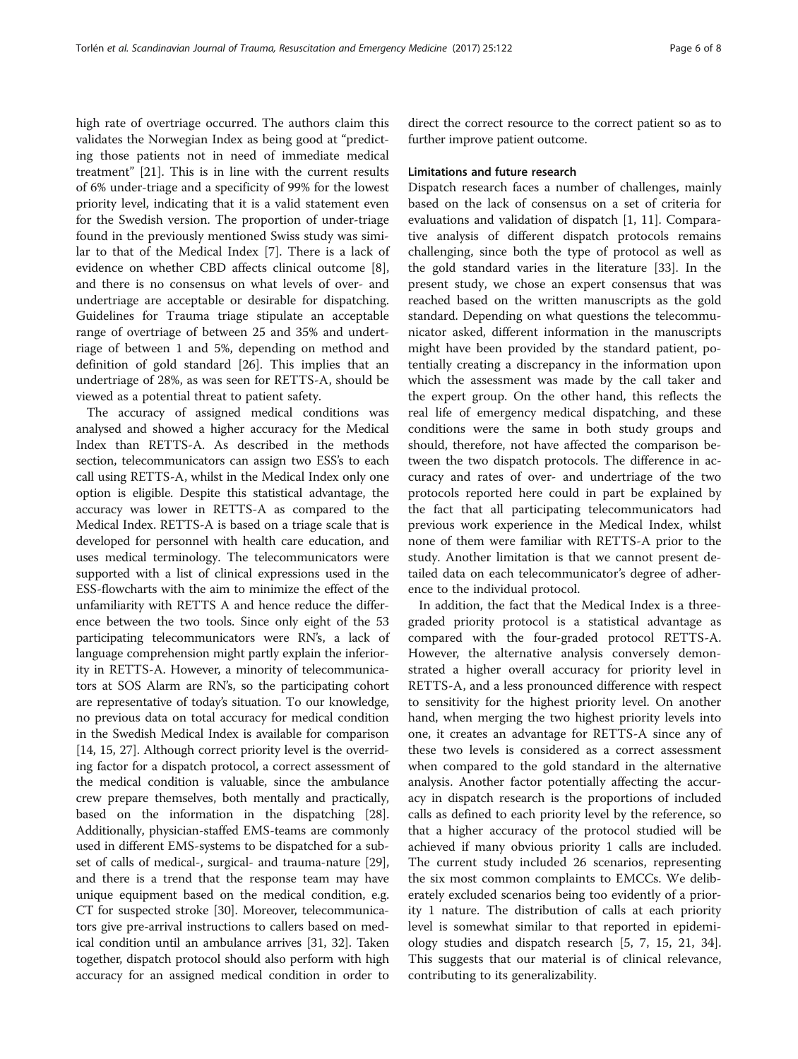high rate of overtriage occurred. The authors claim this validates the Norwegian Index as being good at "predicting those patients not in need of immediate medical treatment" [21]. This is in line with the current results of 6% under-triage and a specificity of 99% for the lowest priority level, indicating that it is a valid statement even for the Swedish version. The proportion of under-triage found in the previously mentioned Swiss study was similar to that of the Medical Index [7]. There is a lack of evidence on whether CBD affects clinical outcome [8], and there is no consensus on what levels of over- and undertriage are acceptable or desirable for dispatching. Guidelines for Trauma triage stipulate an acceptable range of overtriage of between 25 and 35% and undertriage of between 1 and 5%, depending on method and definition of gold standard [26]. This implies that an undertriage of 28%, as was seen for RETTS-A, should be viewed as a potential threat to patient safety.

The accuracy of assigned medical conditions was analysed and showed a higher accuracy for the Medical Index than RETTS-A. As described in the methods section, telecommunicators can assign two ESS's to each call using RETTS-A, whilst in the Medical Index only one option is eligible. Despite this statistical advantage, the accuracy was lower in RETTS-A as compared to the Medical Index. RETTS-A is based on a triage scale that is developed for personnel with health care education, and uses medical terminology. The telecommunicators were supported with a list of clinical expressions used in the ESS-flowcharts with the aim to minimize the effect of the unfamiliarity with RETTS A and hence reduce the difference between the two tools. Since only eight of the 53 participating telecommunicators were RN's, a lack of language comprehension might partly explain the inferiority in RETTS-A. However, a minority of telecommunicators at SOS Alarm are RN's, so the participating cohort are representative of today's situation. To our knowledge, no previous data on total accuracy for medical condition in the Swedish Medical Index is available for comparison [14, 15, 27]. Although correct priority level is the overriding factor for a dispatch protocol, a correct assessment of the medical condition is valuable, since the ambulance crew prepare themselves, both mentally and practically, based on the information in the dispatching [28]. Additionally, physician-staffed EMS-teams are commonly used in different EMS-systems to be dispatched for a subset of calls of medical-, surgical- and trauma-nature [29], and there is a trend that the response team may have unique equipment based on the medical condition, e.g. CT for suspected stroke [30]. Moreover, telecommunicators give pre-arrival instructions to callers based on medical condition until an ambulance arrives [31, 32]. Taken together, dispatch protocol should also perform with high accuracy for an assigned medical condition in order to direct the correct resource to the correct patient so as to further improve patient outcome.

### Limitations and future research

Dispatch research faces a number of challenges, mainly based on the lack of consensus on a set of criteria for evaluations and validation of dispatch [1, 11]. Comparative analysis of different dispatch protocols remains challenging, since both the type of protocol as well as the gold standard varies in the literature [33]. In the present study, we chose an expert consensus that was reached based on the written manuscripts as the gold standard. Depending on what questions the telecommunicator asked, different information in the manuscripts might have been provided by the standard patient, potentially creating a discrepancy in the information upon which the assessment was made by the call taker and the expert group. On the other hand, this reflects the real life of emergency medical dispatching, and these conditions were the same in both study groups and should, therefore, not have affected the comparison between the two dispatch protocols. The difference in accuracy and rates of over- and undertriage of the two protocols reported here could in part be explained by the fact that all participating telecommunicators had previous work experience in the Medical Index, whilst none of them were familiar with RETTS-A prior to the study. Another limitation is that we cannot present detailed data on each telecommunicator's degree of adherence to the individual protocol.

In addition, the fact that the Medical Index is a three-graded priority protocol is a statistical advantage as compared with the four-graded protocol RETTS-A. However, the alternative analysis conversely demonstrated a higher overall accuracy for priority level in RETTS-A, and a less pronounced difference with respect to sensitivity for the highest priority level. On another hand, when merging the two highest priority levels into one, it creates an advantage for RETTS-A since any of these two levels is considered as a correct assessment when compared to the gold standard in the alternative analysis. Another factor potentially affecting the accuracy in dispatch research is the proportions of included calls as defined to each priority level by the reference, so that a higher accuracy of the protocol studied will be achieved if many obvious priority 1 calls are included. The current study included 26 scenarios, representing the six most common complaints to EMCCs. We deliberately excluded scenarios being too evidently of a priority 1 nature. The distribution of calls at each priority level is somewhat similar to that reported in epidemiology studies and dispatch research [5, 7, 15, 21, 34]. This suggests that our material is of clinical relevance, contributing to its generalizability.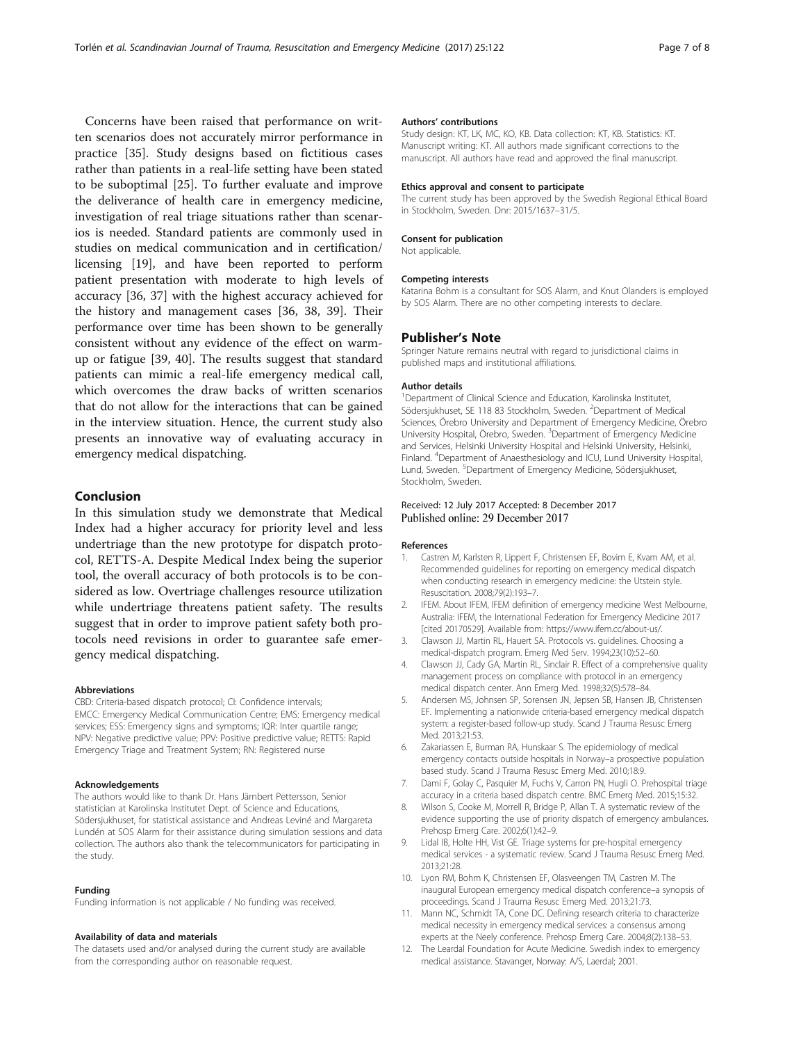Concerns have been raised that performance on written scenarios does not accurately mirror performance in practice [35]. Study designs based on fictitious cases rather than patients in a real-life setting have been stated to be suboptimal [25]. To further evaluate and improve the deliverance of health care in emergency medicine, investigation of real triage situations rather than scenarios is needed. Standard patients are commonly used in studies on medical communication and in certification/licensing [19], and have been reported to perform patient presentation with moderate to high levels of accuracy [36, 37] with the highest accuracy achieved for the history and management cases [36, 38, 39]. Their performance over time has been shown to be generally consistent without any evidence of the effect on warm-up or fatigue [39, 40]. The results suggest that standard patients can mimic a real-life emergency medical call, which overcomes the draw backs of written scenarios that do not allow for the interactions that can be gained in the interview situation. Hence, the current study also presents an innovative way of evaluating accuracy in emergency medical dispatching.

## Conclusion

In this simulation study we demonstrate that Medical Index had a higher accuracy for priority level and less undertriage than the new prototype for dispatch protocol, RETTS-A. Despite Medical Index being the superior tool, the overall accuracy of both protocols is to be considered as low. Overtriage challenges resource utilization while undertriage threatens patient safety. The results suggest that in order to improve patient safety both protocols need revisions in order to guarantee safe emergency medical dispatching.

#### Abbreviations

CBD: Criteria-based dispatch protocol; CI: Confidence intervals; EMCC: Emergency Medical Communication Centre; EMS: Emergency medical services; ESS: Emergency signs and symptoms; IQR: Inter quartile range; NPV: Negative predictive value; PPV: Positive predictive value; RETTS: Rapid Emergency Triage and Treatment System; RN: Registered nurse

#### Acknowledgements

The authors would like to thank Dr. Hans Järnbert Pettersson, Senior statistician at Karolinska Institutet Dept. of Science and Educations, Södersjukhuset, for statistical assistance and Andreas Leviné and Margareta Lundén at SOS Alarm for their assistance during simulation sessions and data collection. The authors also thank the telecommunicators for participating in the study.

#### Funding

Funding information is not applicable / No funding was received.

#### Availability of data and materials

The datasets used and/or analysed during the current study are available from the corresponding author on reasonable request.

#### Authors' contributions

Study design: KT, LK, MC, KO, KB. Data collection: KT, KB. Statistics: KT. Manuscript writing: KT. All authors made significant corrections to the manuscript. All authors have read and approved the final manuscript.

#### Ethics approval and consent to participate

The current study has been approved by the Swedish Regional Ethical Board in Stockholm, Sweden. Dnr: 2015/1637–31/5.

#### Consent for publication

Not applicable.

#### Competing interests

Katarina Bohm is a consultant for SOS Alarm, and Knut Olanders is employed by SOS Alarm. There are no other competing interests to declare.

## Publisher's Note

Springer Nature remains neutral with regard to jurisdictional claims in published maps and institutional affiliations.

#### Author details

[1]Department of Clinical Science and Education, Karolinska Institutet, Södersjukhuset, SE 118 83 Stockholm, Sweden. [2]Department of Medical Sciences, Örebro University and Department of Emergency Medicine, Örebro University Hospital, Örebro, Sweden. [3]Department of Emergency Medicine and Services, Helsinki University Hospital and Helsinki University, Helsinki, Finland. [4]Department of Anaesthesiology and ICU, Lund University Hospital, Lund, Sweden. [5]Department of Emergency Medicine, Södersjukhuset, Stockholm, Sweden.

Received: 12 July 2017 Accepted: 8 December 2017
Published online: 29 December 2017

#### References

1. Castren M, Karlsten R, Lippert F, Christensen EF, Bovim E, Kvam AM, et al. Recommended guidelines for reporting on emergency medical dispatch when conducting research in emergency medicine: the Utstein style. Resuscitation. 2008;79(2):193–7.
2. IFEM. About IFEM, IFEM definition of emergency medicine West Melbourne, Australia: IFEM, the International Federation for Emergency Medicine 2017 [cited 20170529]. Available from: https://www.ifem.cc/about-us/.
3. Clawson JJ, Martin RL, Hauert SA. Protocols vs. guidelines. Choosing a medical-dispatch program. Emerg Med Serv. 1994;23(10):52–60.
4. Clawson JJ, Cady GA, Martin RL, Sinclair R. Effect of a comprehensive quality management process on compliance with protocol in an emergency medical dispatch center. Ann Emerg Med. 1998;32(5):578–84.
5. Andersen MS, Johnsen SP, Sorensen JN, Jepsen SB, Hansen JB, Christensen EF. Implementing a nationwide criteria-based emergency medical dispatch system: a register-based follow-up study. Scand J Trauma Resusc Emerg Med. 2013;21:53.
6. Zakariassen E, Burman RA, Hunskaar S. The epidemiology of medical emergency contacts outside hospitals in Norway–a prospective population based study. Scand J Trauma Resusc Emerg Med. 2010;18:9.
7. Dami F, Golay C, Pasquier M, Fuchs V, Carron PN, Hugli O. Prehospital triage accuracy in a criteria based dispatch centre. BMC Emerg Med. 2015;15:32.
8. Wilson S, Cooke M, Morrell R, Bridge P, Allan T. A systematic review of the evidence supporting the use of priority dispatch of emergency ambulances. Prehosp Emerg Care. 2002;6(1):42–9.
9. Lidal IB, Holte HH, Vist GE. Triage systems for pre-hospital emergency medical services - a systematic review. Scand J Trauma Resusc Emerg Med. 2013;21:28.
10. Lyon RM, Bohm K, Christensen EF, Olasveengen TM, Castren M. The inaugural European emergency medical dispatch conference–a synopsis of proceedings. Scand J Trauma Resusc Emerg Med. 2013;21:73.
11. Mann NC, Schmidt TA, Cone DC. Defining research criteria to characterize medical necessity in emergency medical services: a consensus among experts at the Neely conference. Prehosp Emerg Care. 2004;8(2):138–53.
12. The Leardal Foundation for Acute Medicine. Swedish index to emergency medical assistance. Stavanger, Norway: A/S, Laerdal; 2001.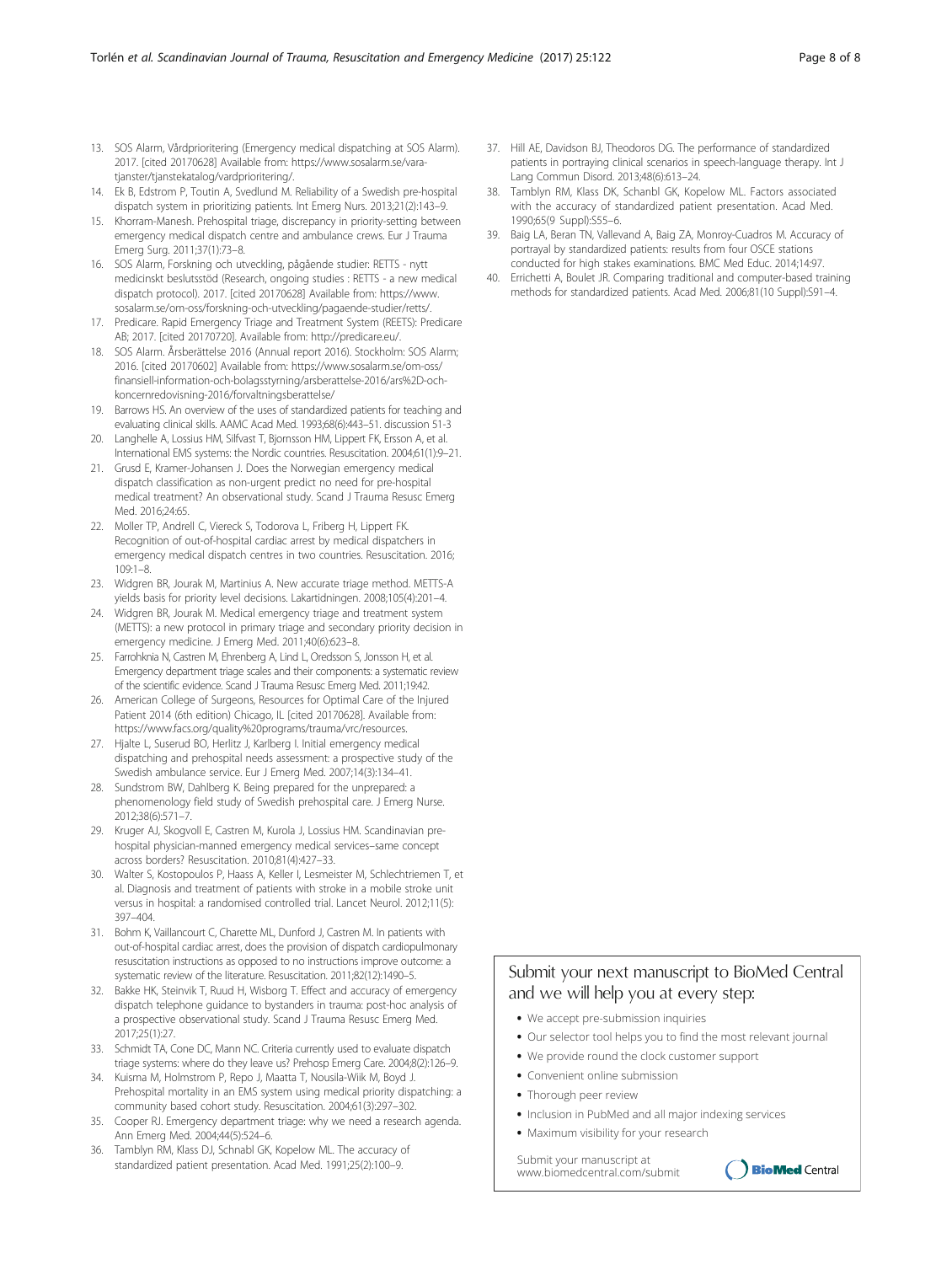13. SOS Alarm, Vårdprioritering (Emergency medical dispatching at SOS Alarm). 2017. [cited 20170628] Available from: https://www.sosalarm.se/vara-tjanster/tjanstekatalog/vardprioritering/.
14. Ek B, Edstrom P, Toutin A, Svedlund M. Reliability of a Swedish pre-hospital dispatch system in prioritizing patients. Int Emerg Nurs. 2013;21(2):143–9.
15. Khorram-Manesh. Prehospital triage, discrepancy in priority-setting between emergency medical dispatch centre and ambulance crews. Eur J Trauma Emerg Surg. 2011;37(1):73–8.
16. SOS Alarm, Forskning och utveckling, pågående studier: RETTS - nytt medicinskt beslutsstöd (Research, ongoing studies : RETTS - a new medical dispatch protocol). 2017. [cited 20170628] Available from: https://www.sosalarm.se/om-oss/forskning-och-utveckling/pagaende-studier/retts/.
17. Predicare. Rapid Emergency Triage and Treatment System (REETS): Predicare AB; 2017. [cited 20170720]. Available from: http://predicare.eu/.
18. SOS Alarm. Årsberättelse 2016 (Annual report 2016). Stockholm: SOS Alarm; 2016. [cited 20170602] Available from: https://www.sosalarm.se/om-oss/finansiell-information-och-bolagsstyrning/arsberattelse-2016/ars%2D-och-koncernredovisning-2016/forvaltningsberattelse/
19. Barrows HS. An overview of the uses of standardized patients for teaching and evaluating clinical skills. AAMC Acad Med. 1993;68(6):443–51. discussion 51-3
20. Langhelle A, Lossius HM, Silfvast T, Bjornsson HM, Lippert FK, Ersson A, et al. International EMS systems: the Nordic countries. Resuscitation. 2004;61(1):9–21.
21. Grusd E, Kramer-Johansen J. Does the Norwegian emergency medical dispatch classification as non-urgent predict no need for pre-hospital medical treatment? An observational study. Scand J Trauma Resusc Emerg Med. 2016;24:65.
22. Moller TP, Andrell C, Viereck S, Todorova L, Friberg H, Lippert FK. Recognition of out-of-hospital cardiac arrest by medical dispatchers in emergency medical dispatch centres in two countries. Resuscitation. 2016; 109:1–8.
23. Widgren BR, Jourak M, Martinius A. New accurate triage method. METTS-A yields basis for priority level decisions. Lakartidningen. 2008;105(4):201–4.
24. Widgren BR, Jourak M. Medical emergency triage and treatment system (METTS): a new protocol in primary triage and secondary priority decision in emergency medicine. J Emerg Med. 2011;40(6):623–8.
25. Farrohknia N, Castren M, Ehrenberg A, Lind L, Oredsson S, Jonsson H, et al. Emergency department triage scales and their components: a systematic review of the scientific evidence. Scand J Trauma Resusc Emerg Med. 2011;19:42.
26. American College of Surgeons, Resources for Optimal Care of the Injured Patient 2014 (6th edition) Chicago, IL [cited 20170628]. Available from: https://www.facs.org/quality%20programs/trauma/vrc/resources.
27. Hjalte L, Suserud BO, Herlitz J, Karlberg I. Initial emergency medical dispatching and prehospital needs assessment: a prospective study of the Swedish ambulance service. Eur J Emerg Med. 2007;14(3):134–41.
28. Sundstrom BW, Dahlberg K. Being prepared for the unprepared: a phenomenology field study of Swedish prehospital care. J Emerg Nurse. 2012;38(6):571–7.
29. Kruger AJ, Skogvoll E, Castren M, Kurola J, Lossius HM. Scandinavian pre-hospital physician-manned emergency medical services–same concept across borders? Resuscitation. 2010;81(4):427–33.
30. Walter S, Kostopoulos P, Haass A, Keller I, Lesmeister M, Schlechtriemen T, et al. Diagnosis and treatment of patients with stroke in a mobile stroke unit versus in hospital: a randomised controlled trial. Lancet Neurol. 2012;11(5): 397–404.
31. Bohm K, Vaillancourt C, Charette ML, Dunford J, Castren M. In patients with out-of-hospital cardiac arrest, does the provision of dispatch cardiopulmonary resuscitation instructions as opposed to no instructions improve outcome: a systematic review of the literature. Resuscitation. 2011;82(12):1490–5.
32. Bakke HK, Steinvik T, Ruud H, Wisborg T. Effect and accuracy of emergency dispatch telephone guidance to bystanders in trauma: post-hoc analysis of a prospective observational study. Scand J Trauma Resusc Emerg Med. 2017;25(1):27.
33. Schmidt TA, Cone DC, Mann NC. Criteria currently used to evaluate dispatch triage systems: where do they leave us? Prehosp Emerg Care. 2004;8(2):126–9.
34. Kuisma M, Holmstrom P, Repo J, Maatta T, Nousila-Wiik M, Boyd J. Prehospital mortality in an EMS system using medical priority dispatching: a community based cohort study. Resuscitation. 2004;61(3):297–302.
35. Cooper RJ. Emergency department triage: why we need a research agenda. Ann Emerg Med. 2004;44(5):524–6.
36. Tamblyn RM, Klass DJ, Schnabl GK, Kopelow ML. The accuracy of standardized patient presentation. Acad Med. 1991;25(2):100–9.
37. Hill AE, Davidson BJ, Theodoros DG. The performance of standardized patients in portraying clinical scenarios in speech-language therapy. Int J Lang Commun Disord. 2013;48(6):613–24.
38. Tamblyn RM, Klass DK, Schanbl GK, Kopelow ML. Factors associated with the accuracy of standardized patient presentation. Acad Med. 1990;65(9 Suppl):S55–6.
39. Baig LA, Beran TN, Vallevand A, Baig ZA, Monroy-Cuadros M. Accuracy of portrayal by standardized patients: results from four OSCE stations conducted for high stakes examinations. BMC Med Educ. 2014;14:97.
40. Errichetti A, Boulet JR. Comparing traditional and computer-based training methods for standardized patients. Acad Med. 2006;81(10 Suppl):S91–4.

Submit your next manuscript to BioMed Central and we will help you at every step:

- We accept pre-submission inquiries
- Our selector tool helps you to find the most relevant journal
- We provide round the clock customer support
- Convenient online submission
- Thorough peer review
- Inclusion in PubMed and all major indexing services
- Maximum visibility for your research

Submit your manuscript at www.biomedcentral.com/submit

BioMed Central